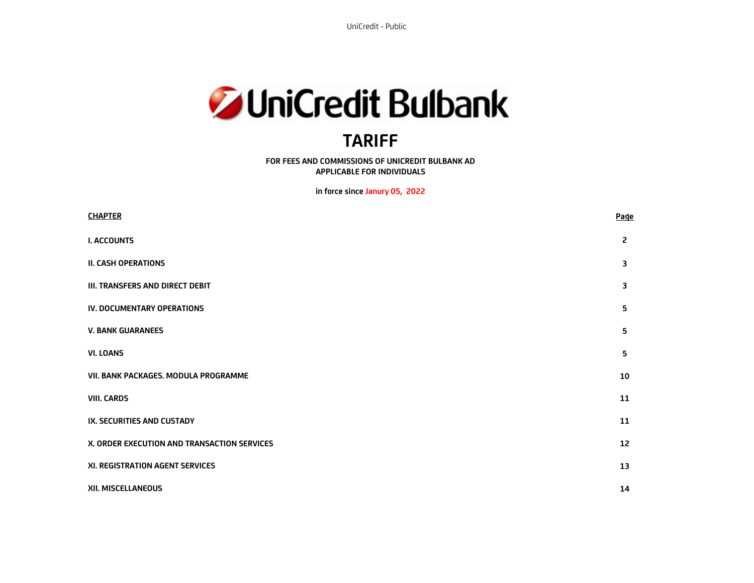UniCredit Bulbank

# TARIFF

**FOR FEES AND COMMISSIONS OF UNICREDIT BULBANK AD**
**APPLICABLE FOR INDIVIDUALS**

**in force since Janury 05, 2022**

| CHAPTER | Page |
|---|---|
| I. ACCOUNTS | 2 |
| II. CASH OPERATIONS | 3 |
| III. TRANSFERS AND DIRECT DEBIT | 3 |
| IV. DOCUMENTARY OPERATIONS | 5 |
| V. BANK GUARANEES | 5 |
| VI. LOANS | 5 |
| VII. BANK PACKAGES. MODULA PROGRAMME | 10 |
| VIII. CARDS | 11 |
| IX. SECURITIES AND CUSTADY | 11 |
| X. ORDER EXECUTION AND TRANSACTION SERVICES | 12 |
| XI. REGISTRATION AGENT SERVICES | 13 |
| XII. MISCELLANEOUS | 14 |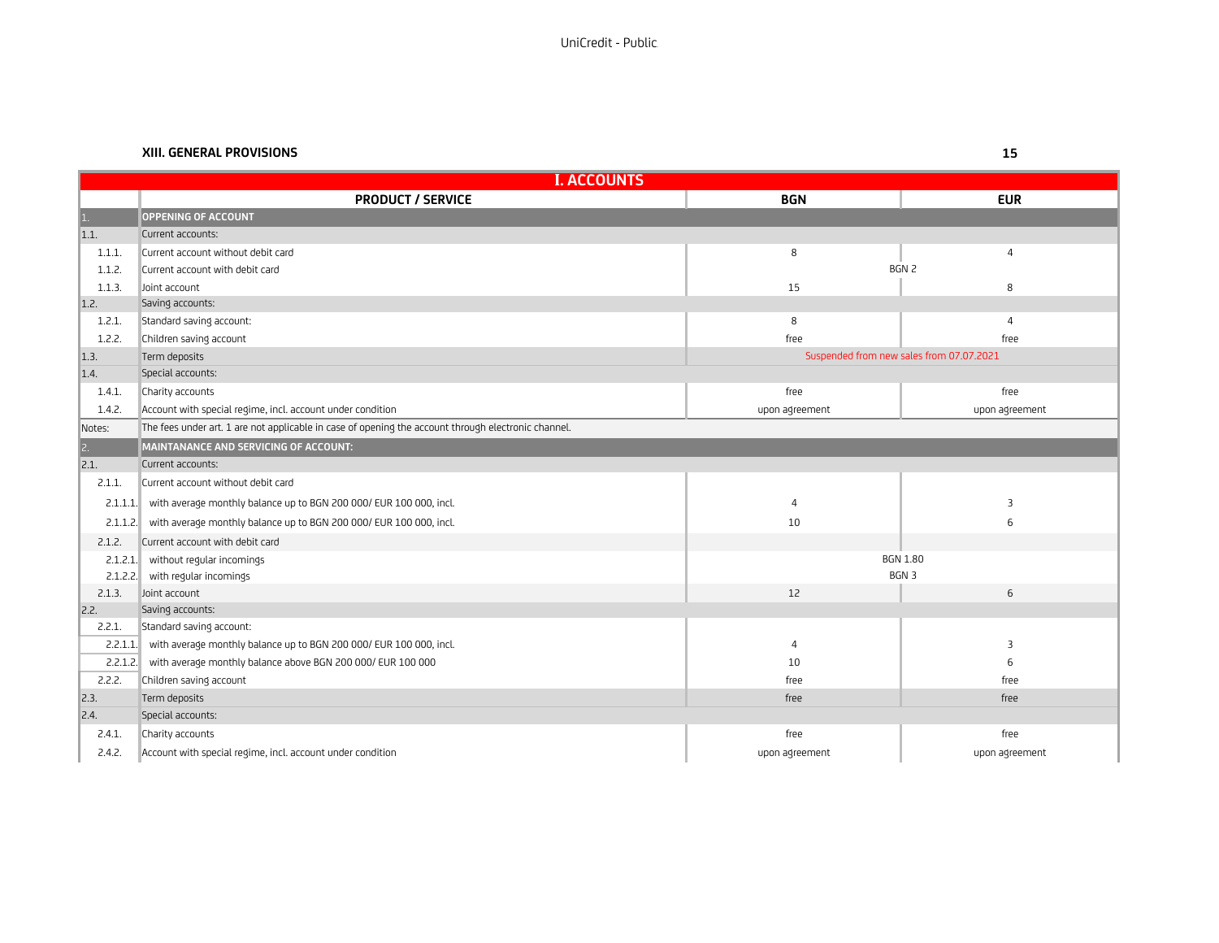**XIII. GENERAL PROVISIONS**

| I. ACCOUNTS | | | |
|---|---|---|---|
| | **PRODUCT / SERVICE** | **BGN** | **EUR** |
| 1. | **OPPENING OF ACCOUNT** | | |
| 1.1. | Current accounts: | | |
| 1.1.1. | Current account without debit card | 8 | 4 |
| 1.1.2. | Current account with debit card | BGN 2 | |
| 1.1.3. | Joint account | 15 | 8 |
| 1.2. | Saving accounts: | | |
| 1.2.1. | Standard saving account: | 8 | 4 |
| 1.2.2. | Children saving account | free | free |
| 1.3. | Term deposits | Suspended from new sales from 07.07.2021 | |
| 1.4. | Special accounts: | | |
| 1.4.1. | Charity accounts | free | free |
| 1.4.2. | Account with special regime, incl. account under condition | upon agreement | upon agreement |
| Notes: | The fees under art. 1 are not applicable in case of opening the account through electronic channel. | | |
| 2. | **MAINTANANCE AND SERVICING OF ACCOUNT:** | | |
| 2.1. | Current accounts: | | |
| 2.1.1. | Current account without debit card | | |
| 2.1.1.1. | with average monthly balance up to BGN 200 000/ EUR 100 000, incl. | 4 | 3 |
| 2.1.1.2. | with average monthly balance up to BGN 200 000/ EUR 100 000, incl. | 10 | 6 |
| 2.1.2. | Current account with debit card | | |
| 2.1.2.1. | without regular incomings | BGN 1.80 | |
| 2.1.2.2. | with regular incomings | BGN 3 | |
| 2.1.3. | Joint account | 12 | 6 |
| 2.2. | Saving accounts: | | |
| 2.2.1. | Standard saving account: | | |
| 2.2.1.1. | with average monthly balance up to BGN 200 000/ EUR 100 000, incl. | 4 | 3 |
| 2.2.1.2. | with average monthly balance above BGN 200 000/ EUR 100 000 | 10 | 6 |
| 2.2.2. | Children saving account | free | free |
| 2.3. | Term deposits | free | free |
| 2.4. | Special accounts: | | |
| 2.4.1. | Charity accounts | free | free |
| 2.4.2. | Account with special regime, incl. account under condition | upon agreement | upon agreement |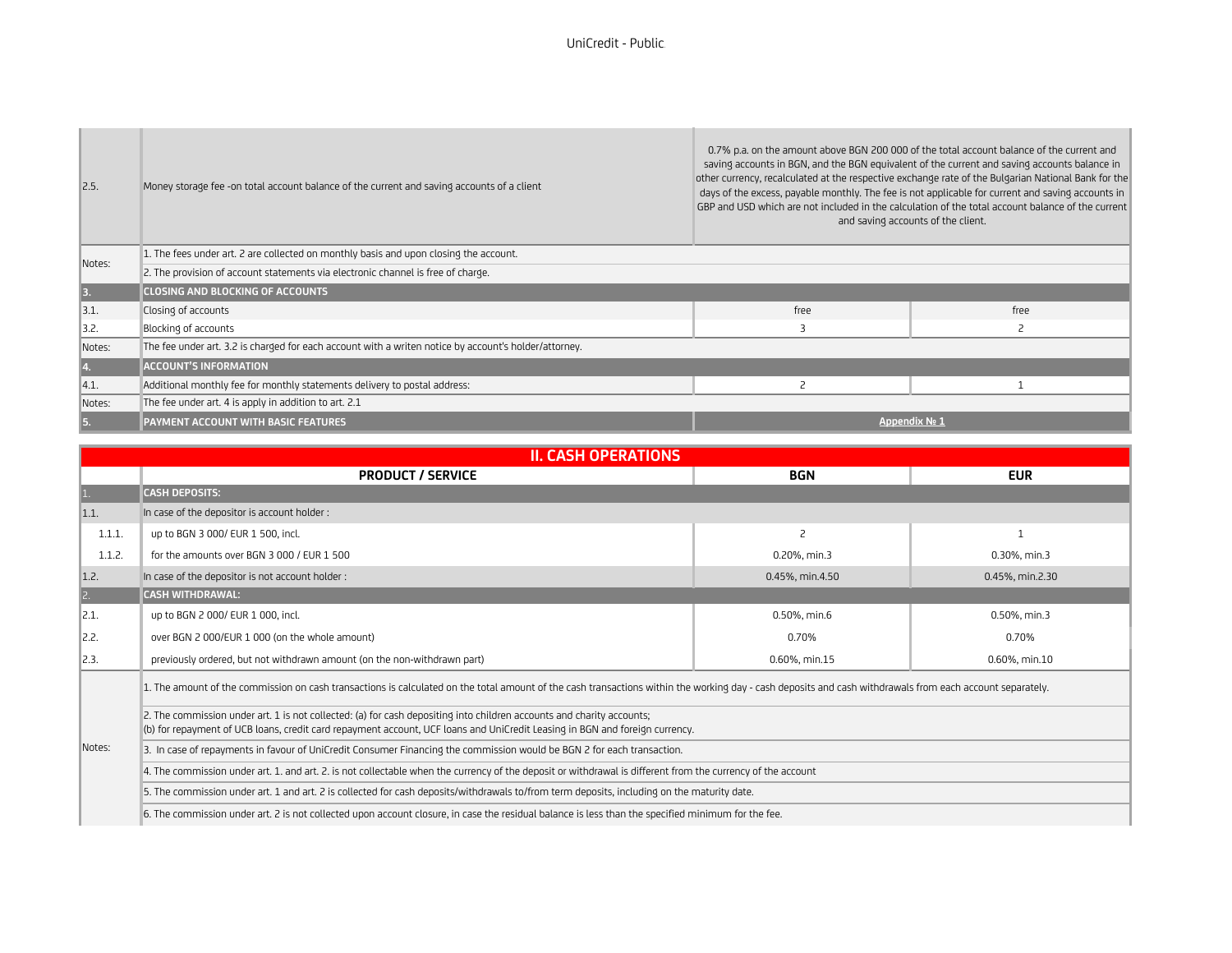| | | | |
|---|---|---|---|
| 2.5. | Money storage fee -on total account balance of the current and saving accounts of a client | 0.7% p.a. on the amount above BGN 200 000 of the total account balance of the current and saving accounts in BGN, and the BGN equivalent of the current and saving accounts balance in other currency, recalculated at the respective exchange rate of the Bulgarian National Bank for the days of the excess, payable monthly. The fee is not applicable for current and saving accounts in GBP and USD which are not included in the calculation of the total account balance of the current and saving accounts of the client. | |
| Notes: | 1. The fees under art. 2 are collected on monthly basis and upon closing the account. | | |
| | 2. The provision of account statements via electronic channel is free of charge. | | |
| **3.** | **CLOSING AND BLOCKING OF ACCOUNTS** | | |
| 3.1. | Closing of accounts | free | free |
| 3.2. | Blocking of accounts | 3 | 2 |
| Notes: | The fee under art. 3.2 is charged for each account with a writen notice by account's holder/attorney. | | |
| **4.** | **ACCOUNT'S INFORMATION** | | |
| 4.1. | Additional monthly fee for monthly statements delivery to postal address: | 2 | 1 |
| Notes: | The fee under art. 4 is apply in addition to art. 2.1 | | |
| **5.** | **PAYMENT ACCOUNT WITH BASIC FEATURES** | Appendix № 1 | |

## II. CASH OPERATIONS

| | PRODUCT / SERVICE | BGN | EUR |
|---|---|---|---|
| 1. | **CASH DEPOSITS:** | | |
| 1.1. | In case of the depositor is account holder : | | |
| 1.1.1. | up to BGN 3 000/ EUR 1 500, incl. | 2 | 1 |
| 1.1.2. | for the amounts over BGN 3 000 / EUR 1 500 | 0.20%, min.3 | 0.30%, min.3 |
| 1.2. | In case of the depositor is not account holder : | 0.45%, min.4.50 | 0.45%, min.2.30 |
| 2. | **CASH WITHDRAWAL:** | | |
| 2.1. | up to BGN 2 000/ EUR 1 000, incl. | 0.50%, min.6 | 0.50%, min.3 |
| 2.2. | over BGN 2 000/EUR 1 000 (on the whole amount) | 0.70% | 0.70% |
| 2.3. | previously ordered, but not withdrawn amount (on the non-withdrawn part) | 0.60%, min.15 | 0.60%, min.10 |
| Notes: | 1. The amount of the commission on cash transactions is calculated on the total amount of the cash transactions within the working day - cash deposits and cash withdrawals from each account separately. | | |
| | 2. The commission under art. 1 is not collected: (a) for cash depositing into children accounts and charity accounts; (b) for repayment of UCB loans, credit card repayment account, UCF loans and UniCredit Leasing in BGN and foreign currency. | | |
| | 3. In case of repayments in favour of UniCredit Consumer Financing the commission would be BGN 2 for each transaction. | | |
| | 4. The commission under art. 1. and art. 2. is not collectable when the currency of the deposit or withdrawal is different from the currency of the account | | |
| | 5. The commission under art. 1 and art. 2 is collected for cash deposits/withdrawals to/from term deposits, including on the maturity date. | | |
| | 6. The commission under art. 2 is not collected upon account closure, in case the residual balance is less than the specified minimum for the fee. | | |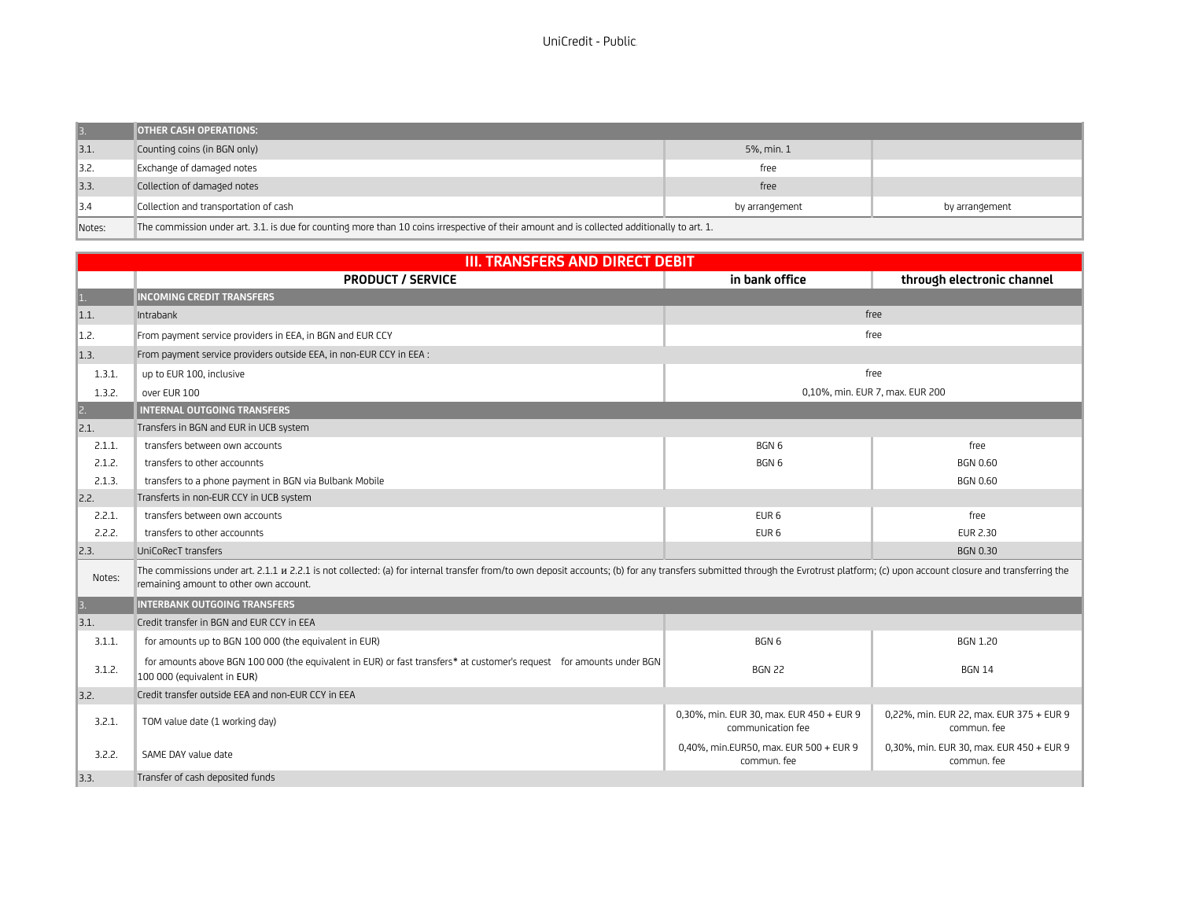| 3. | OTHER CASH OPERATIONS: | | |
|---|---|---|---|
| 3.1. | Counting coins (in BGN only) | 5%, min. 1 | |
| 3.2. | Exchange of damaged notes | free | |
| 3.3. | Collection of damaged notes | free | |
| 3.4 | Collection and transportation of cash | by arrangement | by arrangement |
| Notes: | The commission under art. 3.1. is due for counting more than 10 coins irrespective of their amount and is collected additionally to art. 1. | | |

## III. TRANSFERS AND DIRECT DEBIT

| | PRODUCT / SERVICE | in bank office | through electronic channel |
|---|---|---|---|
| 1. | INCOMING CREDIT TRANSFERS | | |
| 1.1. | Intrabank | free | |
| 1.2. | From payment service providers in EEA, in BGN and EUR CCY | free | |
| 1.3. | From payment service providers outside EEA, in non-EUR CCY in EEA : | | |
| 1.3.1. | up to EUR 100, inclusive | free | |
| 1.3.2. | over EUR 100 | 0,10%, min. EUR 7, max. EUR 200 | |
| 2. | INTERNAL OUTGOING TRANSFERS | | |
| 2.1. | Transfers in BGN and EUR in UCB system | | |
| 2.1.1. | transfers between own accounts | BGN 6 | free |
| 2.1.2. | transfers to other accounts | BGN 6 | BGN 0.60 |
| 2.1.3. | transfers to a phone payment in BGN via Bulbank Mobile | | BGN 0.60 |
| 2.2. | Transferts in non-EUR CCY in UCB system | | |
| 2.2.1. | transfers between own accounts | EUR 6 | free |
| 2.2.2. | transfers to other accounts | EUR 6 | EUR 2.30 |
| 2.3. | UniCoRecT transfers | | BGN 0.30 |
| Notes: | The commissions under art. 2.1.1 и 2.2.1 is not collected: (a) for internal transfer from/to own deposit accounts; (b) for any transfers submitted through the Evrotrust platform; (c) upon account closure and transferring the remaining amount to other own account. | | |
| 3. | INTERBANK OUTGOING TRANSFERS | | |
| 3.1. | Credit transfer in BGN and EUR CCY in EEA | | |
| 3.1.1. | for amounts up to BGN 100 000 (the equivalent in EUR) | BGN 6 | BGN 1.20 |
| 3.1.2. | for amounts above BGN 100 000 (the equivalent in EUR) or fast transfers* at customer's request for amounts under BGN 100 000 (equivalent in EUR) | BGN 22 | BGN 14 |
| 3.2. | Credit transfer outside EEA and non-EUR CCY in EEA | | |
| 3.2.1. | TOM value date (1 working day) | 0,30%, min. EUR 30, max. EUR 450 + EUR 9 communication fee | 0,22%, min. EUR 22, max. EUR 375 + EUR 9 commun. fee |
| 3.2.2. | SAME DAY value date | 0,40%, min.EUR50, max. EUR 500 + EUR 9 commun. fee | 0,30%, min. EUR 30, max. EUR 450 + EUR 9 commun. fee |
| 3.3. | Transfer of cash deposited funds | | |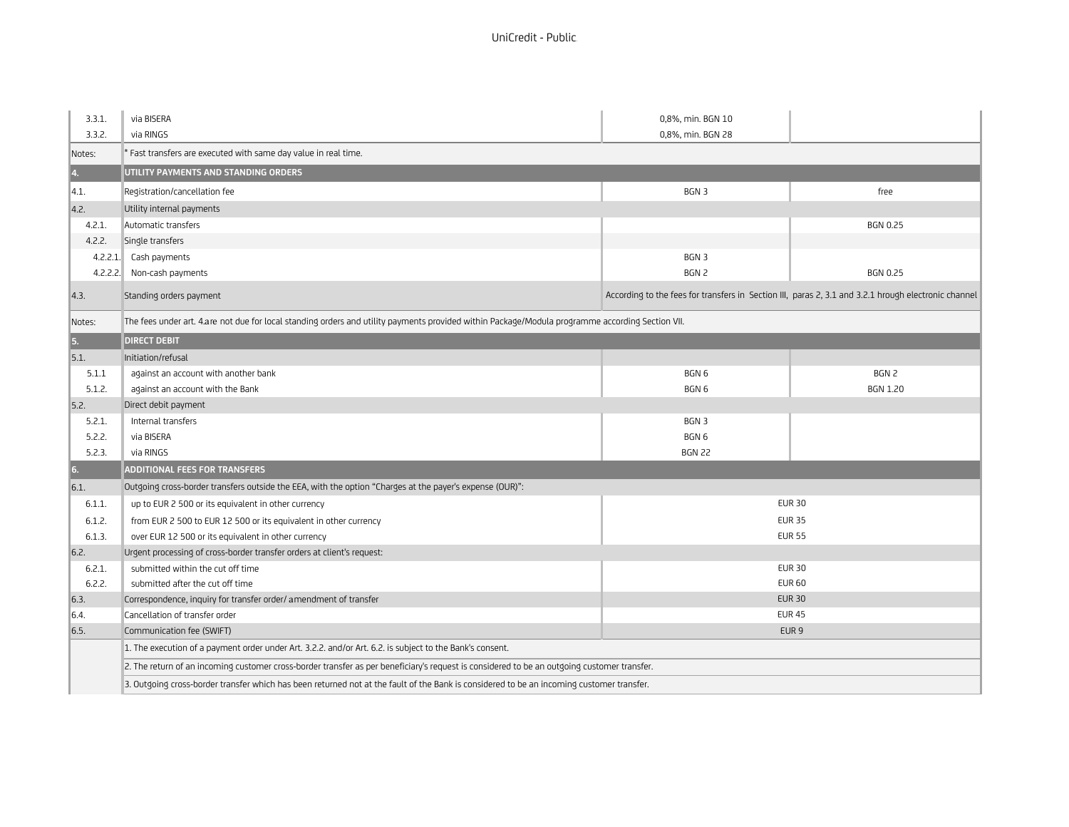| | | | |
|---|---|---|---|
| 3.3.1. | via BISERA | 0,8%, min. BGN 10 | |
| 3.3.2. | via RINGS | 0,8%, min. BGN 28 | |
| Notes: | * Fast transfers are executed with same day value in real time. | | |
| **4.** | **UTILITY PAYMENTS AND STANDING ORDERS** | | |
| 4.1. | Registration/cancellation fee | BGN 3 | free |
| 4.2. | Utility internal payments | | |
| 4.2.1. | Automatic transfers | | BGN 0.25 |
| 4.2.2. | Single transfers | | |
| 4.2.2.1. | Cash payments | BGN 3 | |
| 4.2.2.2. | Non-cash payments | BGN 2 | BGN 0.25 |
| 4.3. | Standing orders payment | According to the fees for transfers in Section III, paras 2, 3.1 and 3.2.1 hrough electronic channel | |
| Notes: | The fees under art. 4.are not due for local standing orders and utility payments provided within Package/Modula programme according Section VII. | | |
| **5.** | **DIRECT DEBIT** | | |
| 5.1. | Initiation/refusal | | |
| 5.1.1 | against an account with another bank | BGN 6 | BGN 2 |
| 5.1.2. | against an account with the Bank | BGN 6 | BGN 1.20 |
| 5.2. | Direct debit payment | | |
| 5.2.1. | Internal transfers | BGN 3 | |
| 5.2.2. | via BISERA | BGN 6 | |
| 5.2.3. | via RINGS | BGN 22 | |
| **6.** | **ADDITIONAL FEES FOR TRANSFERS** | | |
| 6.1. | Outgoing cross-border transfers outside the EEA, with the option "Charges at the payer's expense (OUR)": | | |
| 6.1.1. | up to EUR 2 500 or its equivalent in other currency | EUR 30 | |
| 6.1.2. | from EUR 2 500 to EUR 12 500 or its equivalent in other currency | EUR 35 | |
| 6.1.3. | over EUR 12 500 or its equivalent in other currency | EUR 55 | |
| 6.2. | Urgent processing of cross-border transfer orders at client's request: | | |
| 6.2.1. | submitted within the cut off time | EUR 30 | |
| 6.2.2. | submitted after the cut off time | EUR 60 | |
| 6.3. | Correspondence, inquiry for transfer order/ amendment of transfer | EUR 30 | |
| 6.4. | Cancellation of transfer order | EUR 45 | |
| 6.5. | Communication fee (SWIFT) | EUR 9 | |
| | 1. The execution of a payment order under Art. 3.2.2. and/or Art. 6.2. is subject to the Bank's consent. | | |
| | 2. The return of an incoming customer cross-border transfer as per beneficiary's request is considered to be an outgoing customer transfer. | | |
| | 3. Outgoing cross-border transfer which has been returned not at the fault of the Bank is considered to be an incoming customer transfer. | | |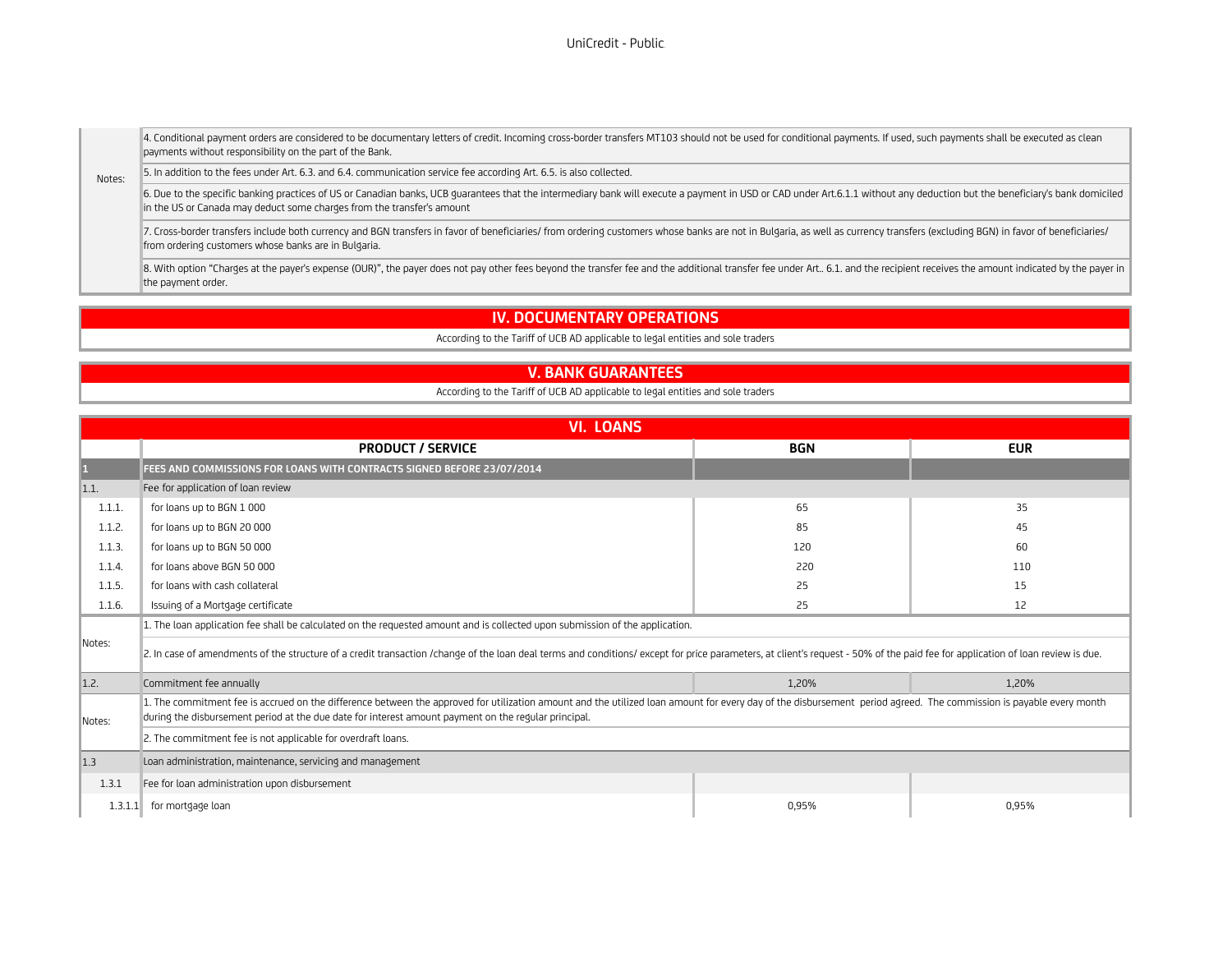| Notes: | |
|---|---|
| | 4. Conditional payment orders are considered to be documentary letters of credit. Incoming cross-border transfers MT103 should not be used for conditional payments. If used, such payments shall be executed as clean payments without responsibility on the part of the Bank. |
| | 5. In addition to the fees under Art. 6.3. and 6.4. communication service fee according Art. 6.5. is also collected. |
| | 6. Due to the specific banking practices of US or Canadian banks, UCB guarantees that the intermediary bank will execute a payment in USD or CAD under Art.6.1.1 without any deduction but the beneficiary's bank domiciled in the US or Canada may deduct some charges from the transfer's amount |
| | 7. Cross-border transfers include both currency and BGN transfers in favor of beneficiaries/ from ordering customers whose banks are not in Bulgaria, as well as currency transfers (excluding BGN) in favor of beneficiaries/ from ordering customers whose banks are in Bulgaria. |
| | 8. With option "Charges at the payer's expense (OUR)", the payer does not pay other fees beyond the transfer fee and the additional transfer fee under Art.. 6.1. and the recipient receives the amount indicated by the payer in the payment order. |

## IV. DOCUMENTARY OPERATIONS

According to the Tariff of UCB AD applicable to legal entities and sole traders

## V. BANK GUARANTEES

According to the Tariff of UCB AD applicable to legal entities and sole traders

## VI. LOANS

| | PRODUCT / SERVICE | BGN | EUR |
|---|---|---|---|
| 1 | **FEES AND COMMISSIONS FOR LOANS WITH CONTRACTS SIGNED BEFORE 23/07/2014** | | |
| 1.1. | Fee for application of loan review | | |
| 1.1.1. | for loans up to BGN 1 000 | 65 | 35 |
| 1.1.2. | for loans up to BGN 20 000 | 85 | 45 |
| 1.1.3. | for loans up to BGN 50 000 | 120 | 60 |
| 1.1.4. | for loans above BGN 50 000 | 220 | 110 |
| 1.1.5. | for loans with cash collateral | 25 | 15 |
| 1.1.6. | Issuing of a Mortgage certificate | 25 | 12 |
| Notes: | 1. The loan application fee shall be calculated on the requested amount and is collected upon submission of the application. | | |
| | 2. In case of amendments of the structure of a credit transaction /change of the loan deal terms and conditions/ except for price parameters, at client's request - 50% of the paid fee for application of loan review is due. | | |
| 1.2. | Commitment fee annually | 1,20% | 1,20% |
| Notes: | 1. The commitment fee is accrued on the difference between the approved for utilization amount and the utilized loan amount for every day of the disbursement period agreed. The commission is payable every month during the disbursement period at the due date for interest amount payment on the regular principal. | | |
| | 2. The commitment fee is not applicable for overdraft loans. | | |
| 1.3 | Loan administration, maintenance, servicing and management | | |
| 1.3.1 | Fee for loan administration upon disbursement | | |
| 1.3.1.1 | for mortgage loan | 0,95% | 0,95% |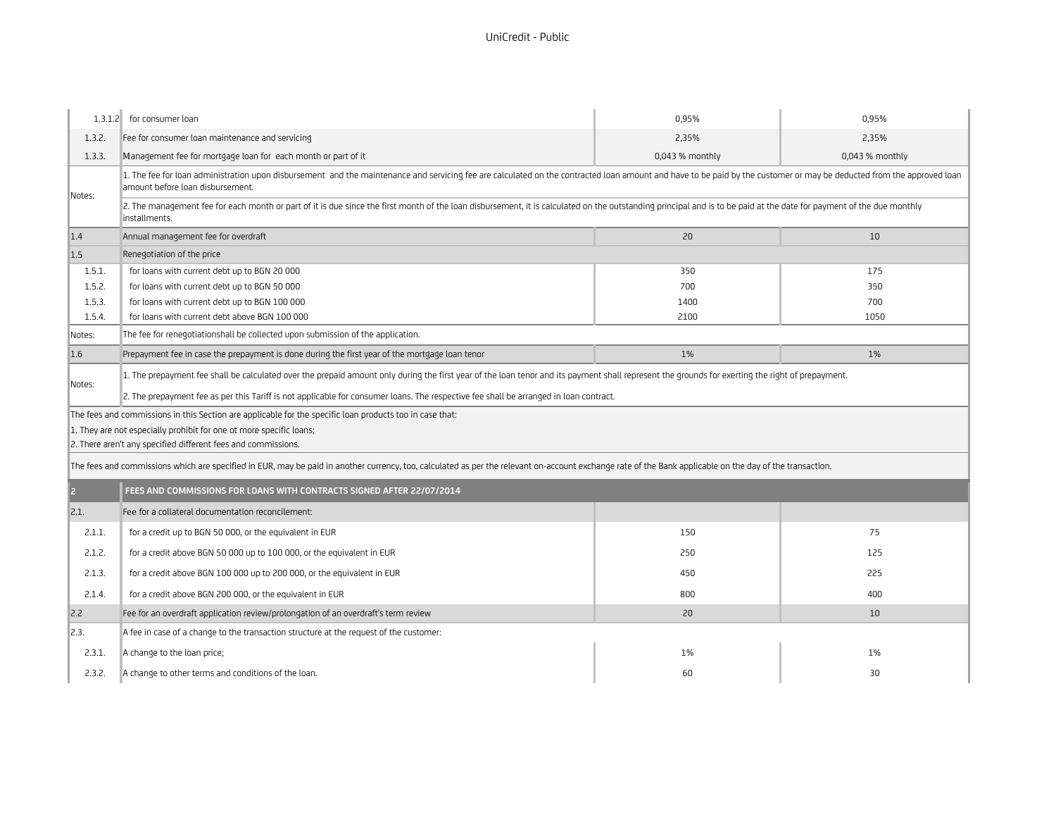| | | | |
|---|---|---|---|
| 1.3.1.2 | for consumer loan | 0,95% | 0,95% |
| 1.3.2. | Fee for consumer loan maintenance and servicing | 2,35% | 2,35% |
| 1.3.3. | Management fee for mortgage loan for each month or part of it | 0,043 % monthly | 0,043 % monthly |
| Notes: | 1. The fee for loan administration upon disbursement and the maintenance and servicing fee are calculated on the contracted loan amount and have to be paid by the customer or may be deducted from the approved loan amount before loan disbursement. | | |
| | 2. The management fee for each month or part of it is due since the first month of the loan disbursement, it is calculated on the outstanding principal and is to be paid at the date for payment of the due monthly installments. | | |
| 1.4 | Annual management fee for overdraft | 20 | 10 |
| 1.5 | Renegotiation of the price | | |
| 1.5.1. | for loans with current debt up to BGN 20 000 | 350 | 175 |
| 1.5.2. | for loans with current debt up to BGN 50 000 | 700 | 350 |
| 1.5.3. | for loans with current debt up to BGN 100 000 | 1400 | 700 |
| 1.5.4. | for loans with current debt above BGN 100 000 | 2100 | 1050 |
| Notes: | The fee for renegotiationshall be collected upon submission of the application. | | |
| 1.6 | Prepayment fee in case the prepayment is done during the first year of the mortgage loan tenor | 1% | 1% |
| Notes: | 1. The prepayment fee shall be calculated over the prepaid amount only during the first year of the loan tenor and its payment shall represent the grounds for exerting the right of prepayment. | | |
| | 2. The prepayment fee as per this Tariff is not applicable for consumer loans. The respective fee shall be arranged in loan contract. | | |
| The fees and commissions in this Section are applicable for the specific loan products too in case that:<br>1. They are not especially prohibit for one ot more specific loans;<br>2. There aren't any specified different fees and commissions. | | | |
| The fees and commissions which are specified in EUR, may be paid in another currency, too, calculated as per the relevant on-account exchange rate of the Bank applicable on the day of the transaction. | | | |
| **2** | **FEES AND COMMISSIONS FOR LOANS WITH CONTRACTS SIGNED AFTER 22/07/2014** | | |
| 2.1. | Fee for a collateral documentation reconcilement: | | |
| 2.1.1. | for a credit up to BGN 50 000, or the equivalent in EUR | 150 | 75 |
| 2.1.2. | for a credit above BGN 50 000 up to 100 000, or the equivalent in EUR | 250 | 125 |
| 2.1.3. | for a credit above BGN 100 000 up to 200 000, or the equivalent in EUR | 450 | 225 |
| 2.1.4. | for a credit above BGN 200 000, or the equivalent in EUR | 800 | 400 |
| 2.2 | Fee for an overdraft application review/prolongation of an overdraft's term review | 20 | 10 |
| 2.3. | A fee in case of a change to the transaction structure at the request of the customer: | | |
| 2.3.1. | A change to the loan price; | 1% | 1% |
| 2.3.2. | A change to other terms and conditions of the loan. | 60 | 30 |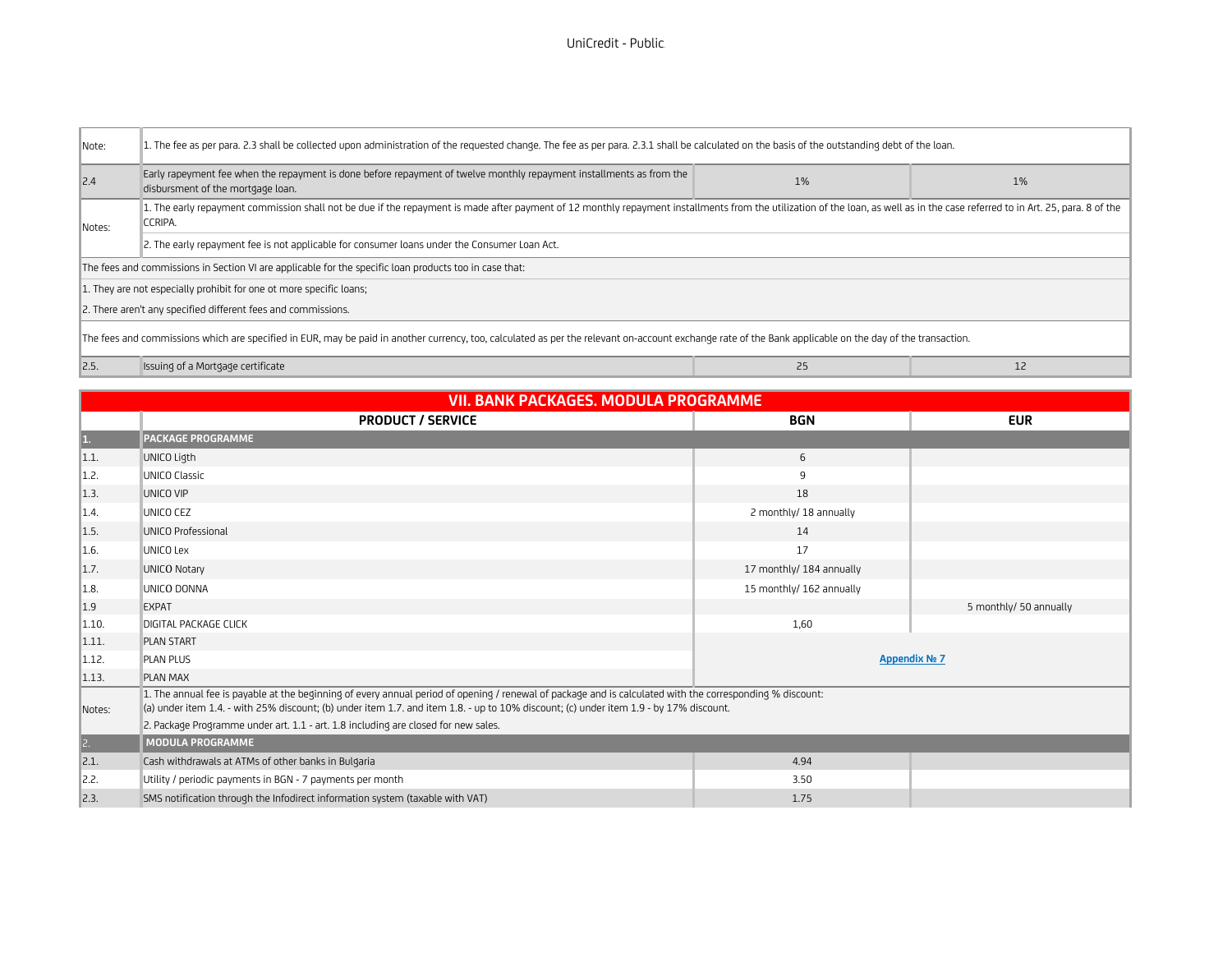| | | | |
|---|---|---|---|
| Note: | 1. The fee as per para. 2.3 shall be collected upon administration of the requested change. The fee as per para. 2.3.1 shall be calculated on the basis of the outstanding debt of the loan. | | |
| 2.4 | Early rapeyment fee when the repayment is done before repayment of twelve monthly repayment installments as from the disbursment of the mortgage loan. | 1% | 1% |
| Notes: | 1. The early repayment commission shall not be due if the repayment is made after payment of 12 monthly repayment installments from the utilization of the loan, as well as in the case referred to in Art. 25, para. 8 of the CCRIPA. | | |
| | 2. The early repayment fee is not applicable for consumer loans under the Consumer Loan Act. | | |
| The fees and commissions in Section VI are applicable for the specific loan products too in case that: | | | |
| 1. They are not especially prohibit for one ot more specific loans; | | | |
| 2. There aren't any specified different fees and commissions. | | | |
| The fees and commissions which are specified in EUR, may be paid in another currency, too, calculated as per the relevant on-account exchange rate of the Bank applicable on the day of the transaction. | | | |
| 2.5. | Issuing of a Mortgage certificate | 25 | 12 |

## VII. BANK PACKAGES. MODULA PROGRAMME

| | PRODUCT / SERVICE | BGN | EUR |
|---|---|---|---|
| **1.** | **PACKAGE PROGRAMME** | | |
| 1.1. | UNICO Ligth | 6 | |
| 1.2. | UNICO Classic | 9 | |
| 1.3. | UNICO VIP | 18 | |
| 1.4. | UNICO CEZ | 2 monthly/ 18 annually | |
| 1.5. | UNICO Professional | 14 | |
| 1.6. | UNICO Lex | 17 | |
| 1.7. | UNICO Notary | 17 monthly/ 184 annually | |
| 1.8. | UNICO DONNA | 15 monthly/ 162 annually | |
| 1.9 | EXPAT | | 5 monthly/ 50 annually |
| 1.10. | DIGITAL PACKAGE CLICK | 1,60 | |
| 1.11. | PLAN START | Appendix № 7 | |
| 1.12. | PLAN PLUS | | |
| 1.13. | PLAN MAX | | |
| Notes: | 1. The annual fee is payable at the beginning of every annual period of opening / renewal of package and is calculated with the corresponding % discount: (a) under item 1.4. - with 25% discount; (b) under item 1.7. and item 1.8. - up to 10% discount; (c) under item 1.9 - by 17% discount. | | |
| | 2. Package Programme under art. 1.1 - art. 1.8 including are closed for new sales. | | |
| **2.** | **MODULA PROGRAMME** | | |
| 2.1. | Cash withdrawals at ATMs of other banks in Bulgaria | 4.94 | |
| 2.2. | Utility / periodic payments in BGN - 7 payments per month | 3.50 | |
| 2.3. | SMS notification through the Infodirect information system (taxable with VAT) | 1.75 | |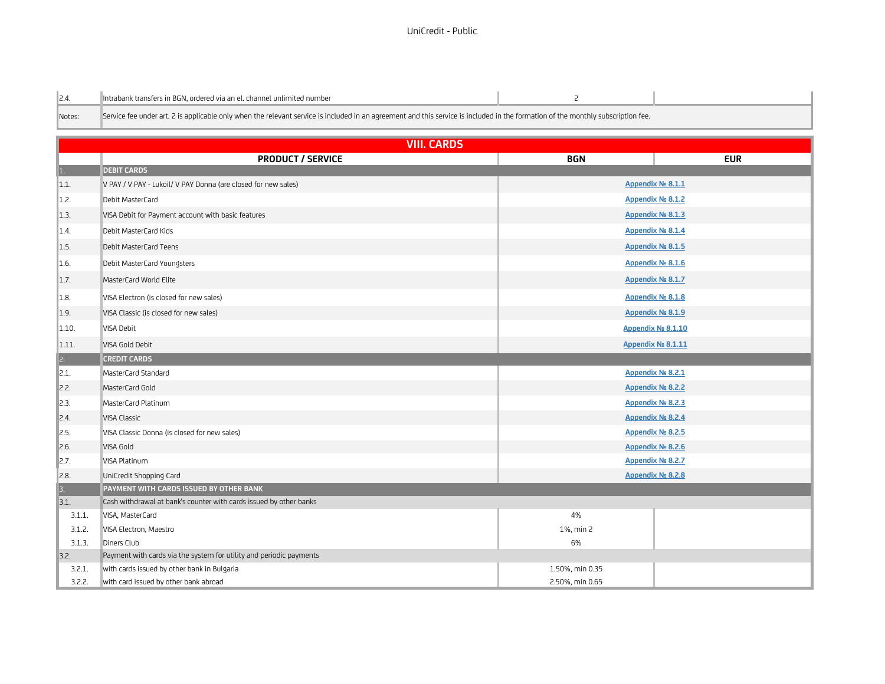| | | | |
|---|---|---|---|
| 2.4. | Intrabank transfers in BGN, ordered via an el. channel unlimited number | 2 | |
| Notes: | Service fee under art. 2 is applicable only when the relevant service is included in an agreement and this service is included in the formation of the monthly subscription fee. | | |

## VIII. CARDS

| | PRODUCT / SERVICE | BGN | EUR |
|---|---|---|---|
| 1. | **DEBIT CARDS** | | |
| 1.1. | V PAY / V PAY - Lukoil/ V PAY Donna (are closed for new sales) | Appendix № 8.1.1 | |
| 1.2. | Debit MasterCard | Appendix № 8.1.2 | |
| 1.3. | VISA Debit for Payment account with basic features | Appendix № 8.1.3 | |
| 1.4. | Debit MasterCard Kids | Appendix № 8.1.4 | |
| 1.5. | Debit MasterCard Teens | Appendix № 8.1.5 | |
| 1.6. | Debit MasterCard Youngsters | Appendix № 8.1.6 | |
| 1.7. | MasterCard World Elite | Appendix № 8.1.7 | |
| 1.8. | VISA Electron (is closed for new sales) | Appendix № 8.1.8 | |
| 1.9. | VISA Classic (is closed for new sales) | Appendix № 8.1.9 | |
| 1.10. | VISA Debit | Appendix № 8.1.10 | |
| 1.11. | VISA Gold Debit | Appendix № 8.1.11 | |
| 2. | **CREDIT CARDS** | | |
| 2.1. | MasterCard Standard | Appendix № 8.2.1 | |
| 2.2. | MasterCard Gold | Appendix № 8.2.2 | |
| 2.3. | MasterCard Platinum | Appendix № 8.2.3 | |
| 2.4. | VISA Classic | Appendix № 8.2.4 | |
| 2.5. | VISA Classic Donna (is closed for new sales) | Appendix № 8.2.5 | |
| 2.6. | VISA Gold | Appendix № 8.2.6 | |
| 2.7. | VISA Platinum | Appendix № 8.2.7 | |
| 2.8. | UniCredit Shopping Card | Appendix № 8.2.8 | |
| 3. | **PAYMENT WITH CARDS ISSUED BY OTHER BANK** | | |
| 3.1. | Cash withdrawal at bank's counter with cards issued by other banks | | |
| 3.1.1. | VISA, MasterCard | 4% | |
| 3.1.2. | VISA Electron, Maestro | 1%, min 2 | |
| 3.1.3. | Diners Club | 6% | |
| 3.2. | Payment with cards via the system for utility and periodic payments | | |
| 3.2.1. | with cards issued by other bank in Bulgaria | 1.50%, min 0.35 | |
| 3.2.2. | with card issued by other bank abroad | 2.50%, min 0.65 | |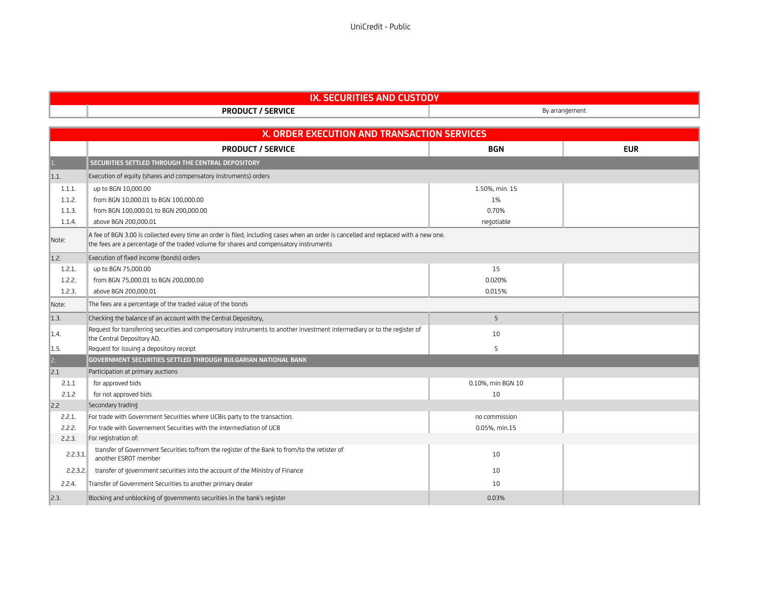## IX. SECURITIES AND CUSTODY

| | PRODUCT / SERVICE | By arrangement |
|---|---|---|

## X. ORDER EXECUTION AND TRANSACTION SERVICES

| | PRODUCT / SERVICE | BGN | EUR |
|---|---|---|---|
| 1. | **SECURITIES SETTLED THROUGH THE CENTRAL DEPOSITORY** | | |
| 1.1. | Execution of equity (shares and compensatory instruments) orders | | |
| 1.1.1. | up to BGN 10,000.00 | 1.50%, min. 15 | |
| 1.1.2. | from BGN 10,000.01 to BGN 100,000.00 | 1% | |
| 1.1.3. | from BGN 100,000.01 to BGN 200,000.00 | 0.70% | |
| 1.1.4. | above BGN 200,000.01 | negotiable | |
| Note: | A fee of BGN 3.00 is collected every time an order is filed, including cases when an order is cancelled and replaced with a new one. the fees are a percentage of the traded volume for shares and compensatory instruments | | |
| 1.2. | Execution of fixed income (bonds) orders | | |
| 1.2.1. | up to BGN 75,000.00 | 15 | |
| 1.2.2. | from BGN 75,000.01 to BGN 200,000.00 | 0.020% | |
| 1.2.3. | above BGN 200,000.01 | 0.015% | |
| Note: | The fees are a percentage of the traded value of the bonds | | |
| 1.3. | Checking the balance of an account with the Central Depository, | 5 | |
| 1.4. | Request for transferring securities and compensatory instruments to another investment intermediary or to the register of the Central Depository AD. | 10 | |
| 1.5. | Request for issuing a depository receipt | 5 | |
| 2. | **GOVERNMENT SECURITIES SETTLED THROUGH BULGARIAN NATIONAL BANK** | | |
| 2.1 | Participation at primary auctions | | |
| 2.1.1 | for approved bids | 0.10%, min BGN 10 | |
| 2.1.2 | for not approved bids | 10 | |
| 2.2 | Secondary trading | | |
| 2.2.1. | For trade with Government Securities where UCBis party to the transaction. | no commission | |
| 2.2.2. | For trade with Governement Securities with the intermediation of UCB | 0.05%, min.15 | |
| 2.2.3. | For registration of: | | |
| 2.2.3.1. | transfer of Government Securities to/from the register of the Bank to from/to the retister of another ESROT member | 10 | |
| 2.2.3.2. | transfer of government securities into the account of the Ministry of Finance | 10 | |
| 2.2.4. | Transfer of Government Securities to another primary dealer | 10 | |
| 2.3. | Blocking and unblocking of governments securities in the bank's register | 0.03% | |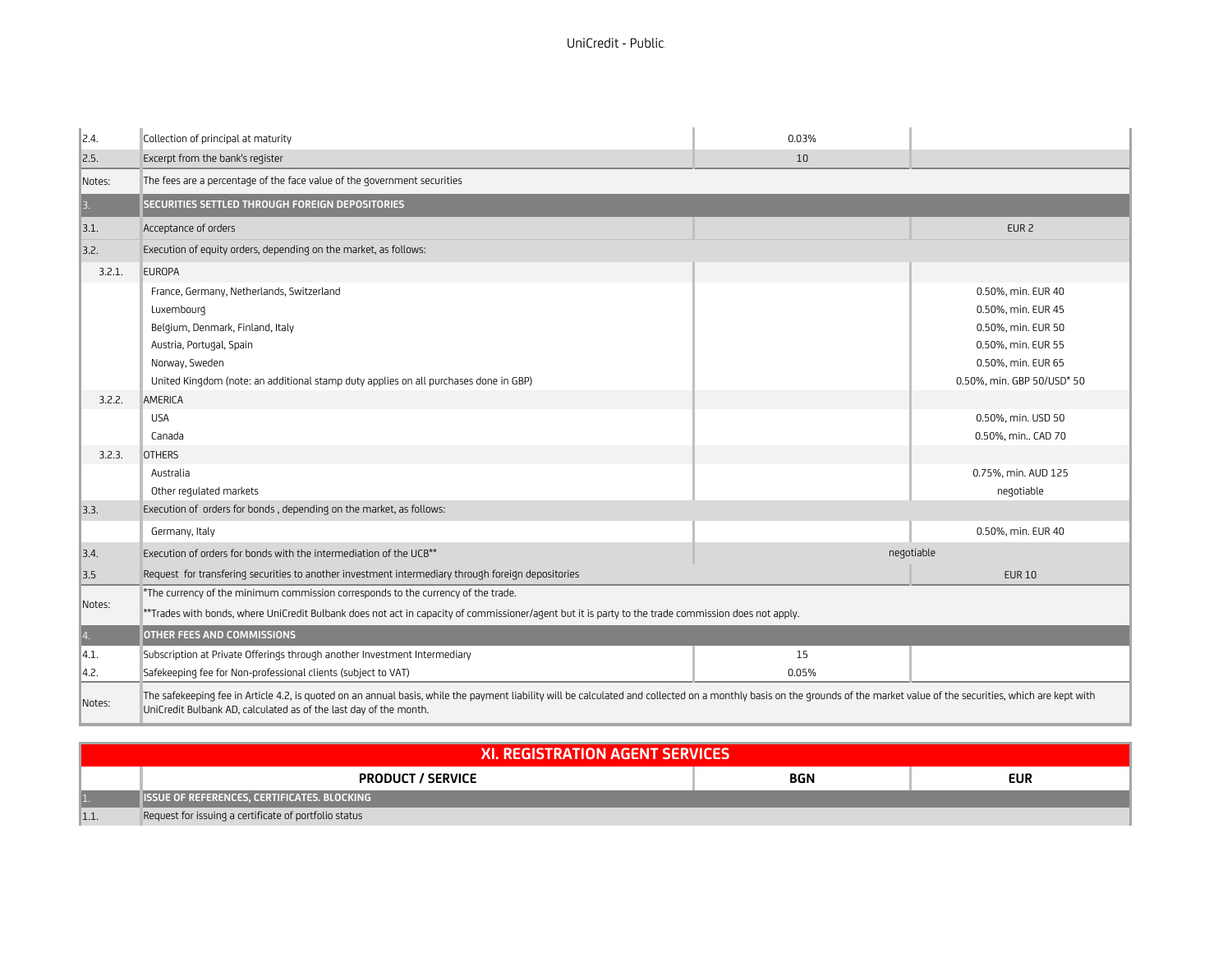| | | | |
|---|---|---|---|
| 2.4. | Collection of principal at maturity | 0.03% | |
| 2.5. | Excerpt from the bank's register | 10 | |
| Notes: | The fees are a percentage of the face value of the government securities | | |
| 3. | **SECURITIES SETTLED THROUGH FOREIGN DEPOSITORIES** | | |
| 3.1. | Acceptance of orders | | EUR 2 |
| 3.2. | Execution of equity orders, depending on the market, as follows: | | |
| 3.2.1. | EUROPA | | |
| | France, Germany, Netherlands, Switzerland | | 0.50%, min. EUR 40 |
| | Luxembourg | | 0.50%, min. EUR 45 |
| | Belgium, Denmark, Finland, Italy | | 0.50%, min. EUR 50 |
| | Austria, Portugal, Spain | | 0.50%, min. EUR 55 |
| | Norway, Sweden | | 0.50%, min. EUR 65 |
| | United Kingdom (note: an additional stamp duty applies on all purchases done in GBP) | | 0.50%, min. GBP 50/USD* 50 |
| 3.2.2. | AMERICA | | |
| | USA | | 0.50%, min. USD 50 |
| | Canada | | 0.50%, min.. CAD 70 |
| 3.2.3. | OTHERS | | |
| | Australia | | 0.75%, min. AUD 125 |
| | Other regulated markets | | negotiable |
| 3.3. | Execution of orders for bonds , depending on the market, as follows: | | |
| | Germany, Italy | | 0.50%, min. EUR 40 |
| 3.4. | Execution of orders for bonds with the intermediation of the UCB** | negotiable | |
| 3.5 | Request for transfering securities to another investment intermediary through foreign depositories | | EUR 10 |
| Notes: | *The currency of the minimum commission corresponds to the currency of the trade.<br>**Trades with bonds, where UniCredit Bulbank does not act in capacity of commissioner/agent but it is party to the trade commission does not apply. | | |
| 4. | **OTHER FEES AND COMMISSIONS** | | |
| 4.1. | Subscription at Private Offerings through another Investment Intermediary | 15 | |
| 4.2. | Safekeeping fee for Non-professional clients (subject to VAT) | 0.05% | |
| Notes: | The safekeeping fee in Article 4.2, is quoted on an annual basis, while the payment liability will be calculated and collected on a monthly basis on the grounds of the market value of the securities, which are kept with UniCredit Bulbank AD, calculated as of the last day of the month. | | |

## XI. REGISTRATION AGENT SERVICES

| | PRODUCT / SERVICE | BGN | EUR |
|---|---|---|---|
| 1. | **ISSUE OF REFERENCES, CERTIFICATES. BLOCKING** | | |
| 1.1. | Request for issuing a certificate of portfolio status | | |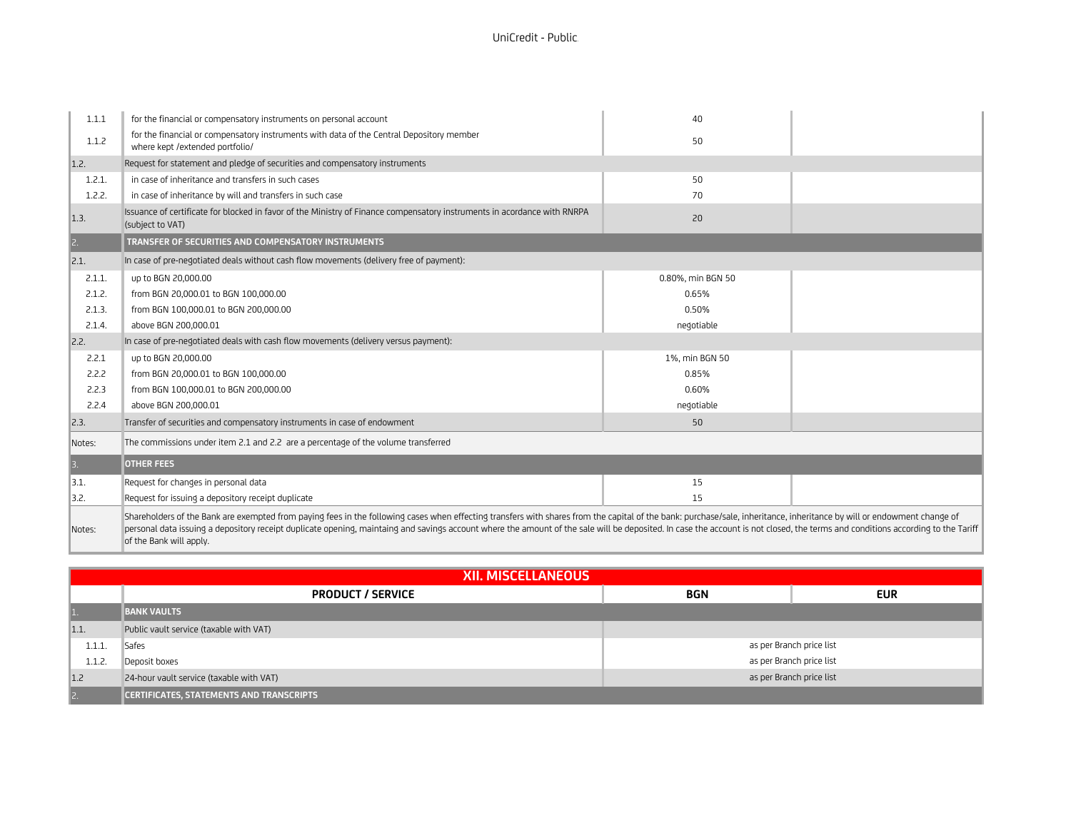| | | | |
|---|---|---|---|
| 1.1.1 | for the financial or compensatory instruments on personal account | 40 | |
| 1.1.2 | for the financial or compensatory instruments with data of the Central Depository member where kept /extended portfolio/ | 50 | |
| 1.2. | Request for statement and pledge of securities and compensatory instruments | | |
| 1.2.1. | in case of inheritance and transfers in such cases | 50 | |
| 1.2.2. | in case of inheritance by will and transfers in such case | 70 | |
| 1.3. | Issuance of certificate for blocked in favor of the Ministry of Finance compensatory instruments in acordance with RNRPA (subject to VAT) | 20 | |
| 2. | **TRANSFER OF SECURITIES AND COMPENSATORY INSTRUMENTS** | | |
| 2.1. | In case of pre-negotiated deals without cash flow movements (delivery free of payment): | | |
| 2.1.1. | up to BGN 20,000.00 | 0.80%, min BGN 50 | |
| 2.1.2. | from BGN 20,000.01 to BGN 100,000.00 | 0.65% | |
| 2.1.3. | from BGN 100,000.01 to BGN 200,000.00 | 0.50% | |
| 2.1.4. | above BGN 200,000.01 | negotiable | |
| 2.2. | In case of pre-negotiated deals with cash flow movements (delivery versus payment): | | |
| 2.2.1 | up to BGN 20,000.00 | 1%, min BGN 50 | |
| 2.2.2 | from BGN 20,000.01 to BGN 100,000.00 | 0.85% | |
| 2.2.3 | from BGN 100,000.01 to BGN 200,000.00 | 0.60% | |
| 2.2.4 | above BGN 200,000.01 | negotiable | |
| 2.3. | Transfer of securities and compensatory instruments in case of endowment | 50 | |
| Notes: | The commissions under item 2.1 and 2.2 are a percentage of the volume transferred | | |
| 3. | **OTHER FEES** | | |
| 3.1. | Request for changes in personal data | 15 | |
| 3.2. | Request for issuing a depository receipt duplicate | 15 | |
| Notes: | Shareholders of the Bank are exempted from paying fees in the following cases when effecting transfers with shares from the capital of the bank: purchase/sale, inheritance, inheritance by will or endowment change of personal data issuing a depository receipt duplicate opening, maintaing and savings account where the amount of the sale will be deposited. In case the account is not closed, the terms and conditions according to the Tariff of the Bank will apply. | | |

## XII. MISCELLANEOUS

| | PRODUCT / SERVICE | BGN | EUR |
|---|---|---|---|
| 1. | **BANK VAULTS** | | |
| 1.1. | Public vault service (taxable with VAT) | | |
| 1.1.1. | Safes | as per Branch price list | |
| 1.1.2. | Deposit boxes | as per Branch price list | |
| 1.2 | 24-hour vault service (taxable with VAT) | as per Branch price list | |
| 2. | **CERTIFICATES, STATEMENTS AND TRANSCRIPTS** | | |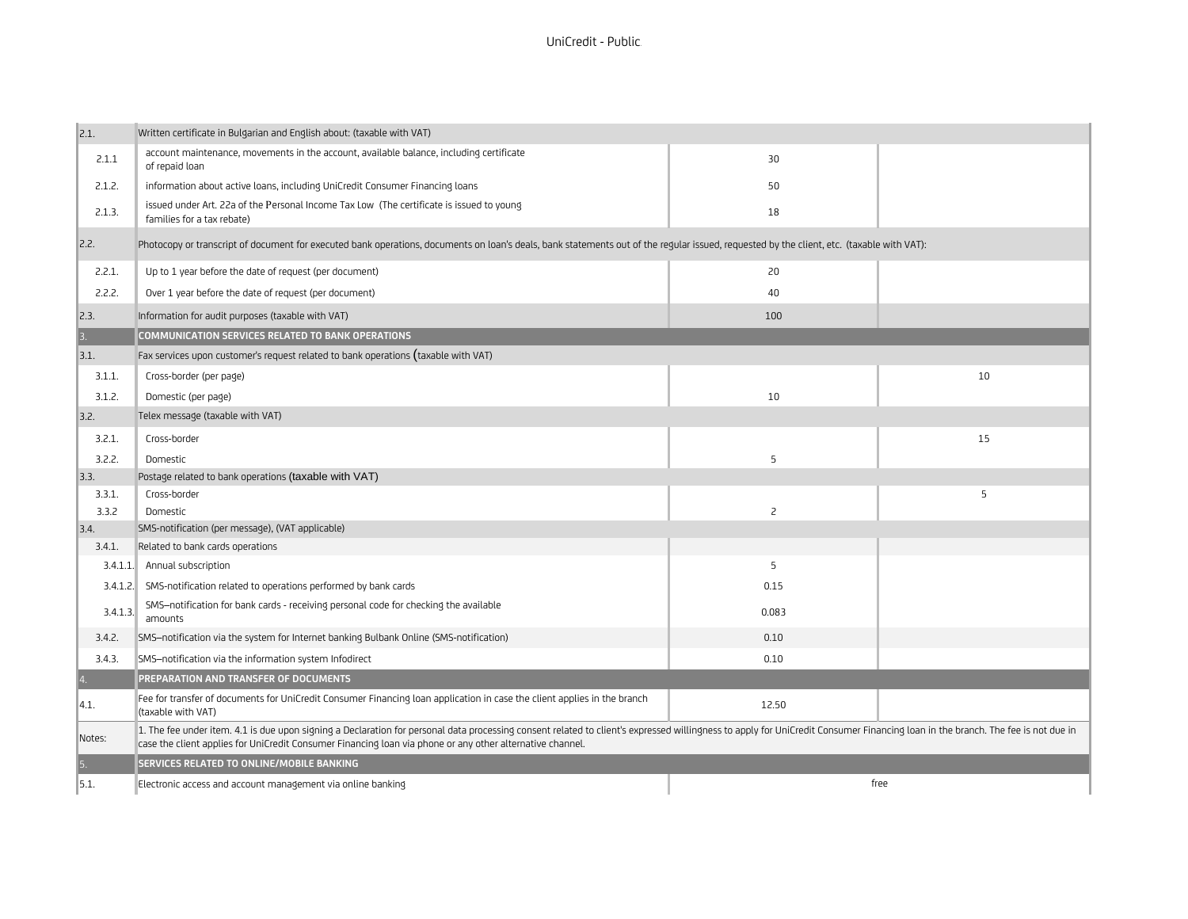| | | | |
|---|---|---|---|
| 2.1. | Written certificate in Bulgarian and English about: (taxable with VAT) | | |
| 2.1.1 | account maintenance, movements in the account, available balance, including certificate of repaid loan | 30 | |
| 2.1.2. | information about active loans, including UniCredit Consumer Financing loans | 50 | |
| 2.1.3. | issued under Art. 22a of the Personal Income Tax Low (The certificate is issued to young families for a tax rebate) | 18 | |
| 2.2. | Photocopy or transcript of document for executed bank operations, documents on loan's deals, bank statements out of the regular issued, requested by the client, etc. (taxable with VAT): | | |
| 2.2.1. | Up to 1 year before the date of request (per document) | 20 | |
| 2.2.2. | Over 1 year before the date of request (per document) | 40 | |
| 2.3. | Information for audit purposes (taxable with VAT) | 100 | |
| 3. | **COMMUNICATION SERVICES RELATED TO BANK OPERATIONS** | | |
| 3.1. | Fax services upon customer's request related to bank operations (taxable with VAT) | | |
| 3.1.1. | Cross-border (per page) | | 10 |
| 3.1.2. | Domestic (per page) | 10 | |
| 3.2. | Telex message (taxable with VAT) | | |
| 3.2.1. | Cross-border | | 15 |
| 3.2.2. | Domestic | 5 | |
| 3.3. | Postage related to bank operations (taxable with VAT) | | |
| 3.3.1. | Cross-border | | 5 |
| 3.3.2 | Domestic | 2 | |
| 3.4. | SMS-notification (per message), (VAT applicable) | | |
| 3.4.1. | Related to bank cards operations | | |
| 3.4.1.1. | Annual subscription | 5 | |
| 3.4.1.2. | SMS-notification related to operations performed by bank cards | 0.15 | |
| 3.4.1.3. | SMS–notification for bank cards - receiving personal code for checking the available amounts | 0.083 | |
| 3.4.2. | SMS–notification via the system for Internet banking Bulbank Online (SMS-notification) | 0.10 | |
| 3.4.3. | SMS–notification via the information system Infodirect | 0.10 | |
| 4. | **PREPARATION AND TRANSFER OF DOCUMENTS** | | |
| 4.1. | Fee for transfer of documents for UniCredit Consumer Financing loan application in case the client applies in the branch (taxable with VAT) | 12.50 | |
| Notes: | 1. The fee under item. 4.1 is due upon signing a Declaration for personal data processing consent related to client's expressed willingness to apply for UniCredit Consumer Financing loan in the branch. The fee is not due in case the client applies for UniCredit Consumer Financing loan via phone or any other alternative channel. | | |
| 5. | **SERVICES RELATED TO ONLINE/MOBILE BANKING** | | |
| 5.1. | Electronic access and account management via online banking | free | |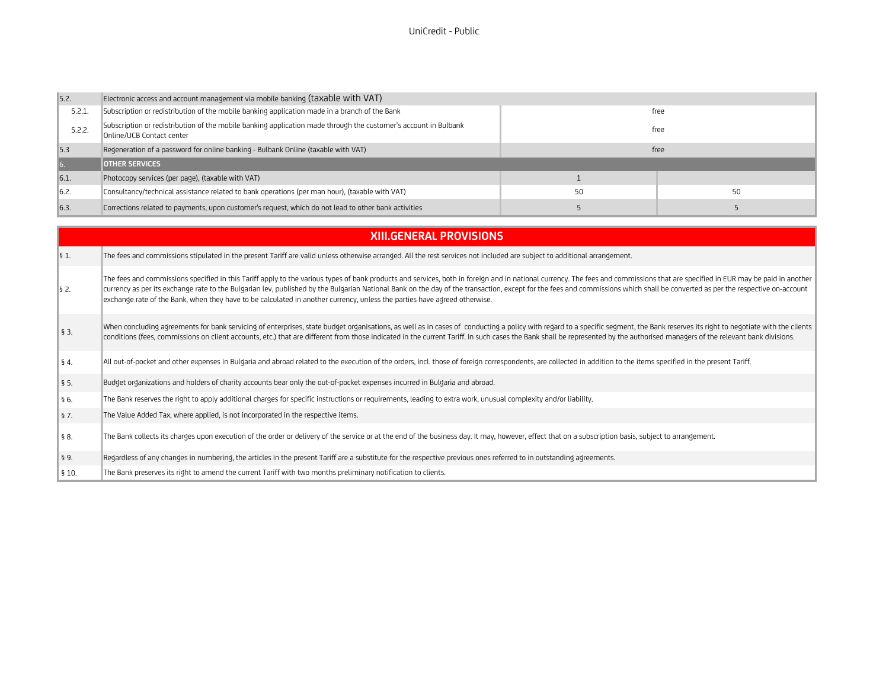| | | | |
|---|---|---|---|
| 5.2. | Electronic access and account management via mobile banking (taxable with VAT) | | |
| 5.2.1. | Subscription or redistribution of the mobile banking application made in a branch of the Bank | free | |
| 5.2.2. | Subscription or redistribution of the mobile banking application made through the customer's account in Bulbank Online/UCB Contact center | free | |
| 5.3 | Regeneration of a password for online banking - Bulbank Online (taxable with VAT) | free | |
| 6. | **OTHER SERVICES** | | |
| 6.1. | Photocopy services (per page), (taxable with VAT) | 1 | |
| 6.2. | Consultancy/technical assistance related to bank operations (per man hour), (taxable with VAT) | 50 | 50 |
| 6.3. | Corrections related to payments, upon customer's request, which do not lead to other bank activities | 5 | 5 |

## XIII.GENERAL PROVISIONS

| | |
|---|---|
| § 1. | The fees and commissions stipulated in the present Tariff are valid unless otherwise arranged. All the rest services not included are subject to additional arrangement. |
| § 2. | The fees and commissions specified in this Tariff apply to the various types of bank products and services, both in foreign and in national currency. The fees and commissions that are specified in EUR may be paid in another currency as per its exchange rate to the Bulgarian lev, published by the Bulgarian National Bank on the day of the transaction, except for the fees and commissions which shall be converted as per the respective on-account exchange rate of the Bank, when they have to be calculated in another currency, unless the parties have agreed otherwise. |
| § 3. | When concluding agreements for bank servicing of enterprises, state budget organisations, as well as in cases of conducting a policy with regard to a specific segment, the Bank reserves its right to negotiate with the clients conditions (fees, commissions on client accounts, etc.) that are different from those indicated in the current Tariff. In such cases the Bank shall be represented by the authorised managers of the relevant bank divisions. |
| § 4. | All out-of-pocket and other expenses in Bulgaria and abroad related to the execution of the orders, incl. those of foreign correspondents, are collected in addition to the items specified in the present Tariff. |
| § 5. | Budget organizations and holders of charity accounts bear only the out-of-pocket expenses incurred in Bulgaria and abroad. |
| § 6. | The Bank reserves the right to apply additional charges for specific instructions or requirements, leading to extra work, unusual complexity and/or liability. |
| § 7. | The Value Added Tax, where applied, is not incorporated in the respective items. |
| § 8. | The Bank collects its charges upon execution of the order or delivery of the service or at the end of the business day. It may, however, effect that on a subscription basis, subject to arrangement. |
| § 9. | Regardless of any changes in numbering, the articles in the present Tariff are a substitute for the respective previous ones referred to in outstanding agreements. |
| § 10. | The Bank preserves its right to amend the current Tariff with two months preliminary notification to clients. |